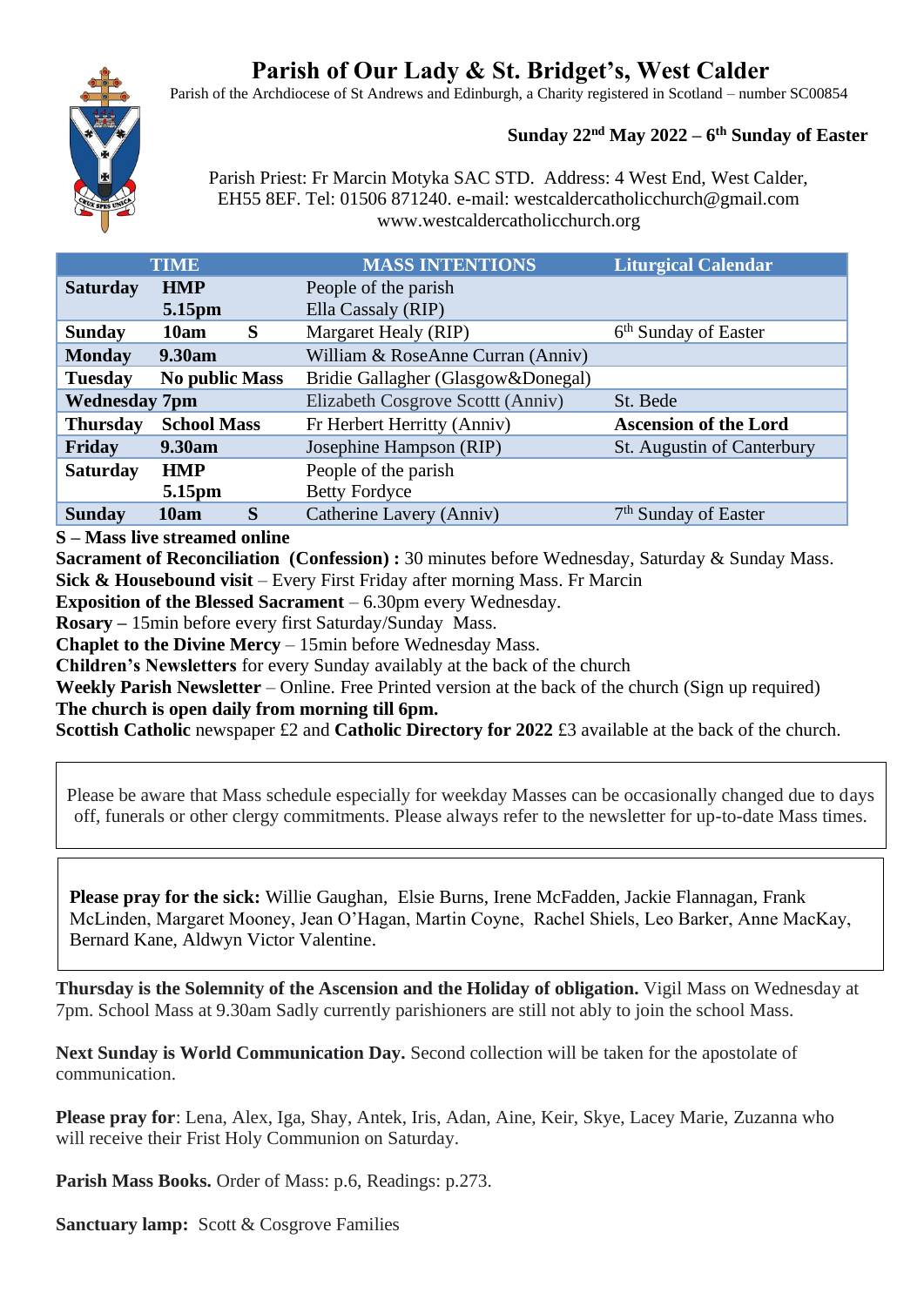# Parish of Our Lady & St. Bridget's, West Calder

Parish of the Archdiocese of St Andrews and Edinburgh, a Charity registered in Scotland – number SC00854

**Sunday 22nd May 2022 – 6th Sunday of Easter**

Parish Priest: Fr Marcin Motyka SAC STD. Address: 4 West End, West Calder, EH55 8EF. Tel: 01506 871240. e-mail: westcaldercatholicchurch@gmail.com www.westcaldercatholicchurch.org

| TIME | | | MASS INTENTIONS | Liturgical Calendar |
|---|---|---|---|---|
| **Saturday** | **HMP** | | People of the parish | |
| | **5.15pm** | | Ella Cassaly (RIP) | |
| **Sunday** | **10am** | **S** | Margaret Healy (RIP) | 6th Sunday of Easter |
| **Monday** | **9.30am** | | William & RoseAnne Curran (Anniv) | |
| **Tuesday** | **No public Mass** | | Bridie Gallagher (Glasgow&Donegal) | |
| **Wednesday** | **7pm** | | Elizabeth Cosgrove Scottt (Anniv) | St. Bede |
| **Thursday** | **School Mass** | | Fr Herbert Herritty (Anniv) | **Ascension of the Lord** |
| **Friday** | **9.30am** | | Josephine Hampson (RIP) | St. Augustin of Canterbury |
| **Saturday** | **HMP** | | People of the parish | |
| | **5.15pm** | | Betty Fordyce | |
| **Sunday** | **10am** | **S** | Catherine Lavery (Anniv) | 7th Sunday of Easter |

**S – Mass live streamed online**
**Sacrament of Reconciliation (Confession) :** 30 minutes before Wednesday, Saturday & Sunday Mass.
**Sick & Housebound visit** – Every First Friday after morning Mass. Fr Marcin
**Exposition of the Blessed Sacrament** – 6.30pm every Wednesday.
**Rosary –** 15min before every first Saturday/Sunday Mass.
**Chaplet to the Divine Mercy** – 15min before Wednesday Mass.
**Children's Newsletters** for every Sunday availably at the back of the church
**Weekly Parish Newsletter** – Online. Free Printed version at the back of the church (Sign up required)
**The church is open daily from morning till 6pm.**
**Scottish Catholic** newspaper £2 and **Catholic Directory for 2022** £3 available at the back of the church.

Please be aware that Mass schedule especially for weekday Masses can be occasionally changed due to days off, funerals or other clergy commitments. Please always refer to the newsletter for up-to-date Mass times.

**Please pray for the sick:** Willie Gaughan, Elsie Burns, Irene McFadden, Jackie Flannagan, Frank McLinden, Margaret Mooney, Jean O'Hagan, Martin Coyne, Rachel Shiels, Leo Barker, Anne MacKay, Bernard Kane, Aldwyn Victor Valentine.

**Thursday is the Solemnity of the Ascension and the Holiday of obligation.** Vigil Mass on Wednesday at 7pm. School Mass at 9.30am Sadly currently parishioners are still not ably to join the school Mass.

**Next Sunday is World Communication Day.** Second collection will be taken for the apostolate of communication.

**Please pray for**: Lena, Alex, Iga, Shay, Antek, Iris, Adan, Aine, Keir, Skye, Lacey Marie, Zuzanna who will receive their Frist Holy Communion on Saturday.

**Parish Mass Books.** Order of Mass: p.6, Readings: p.273.

**Sanctuary lamp:** Scott & Cosgrove Families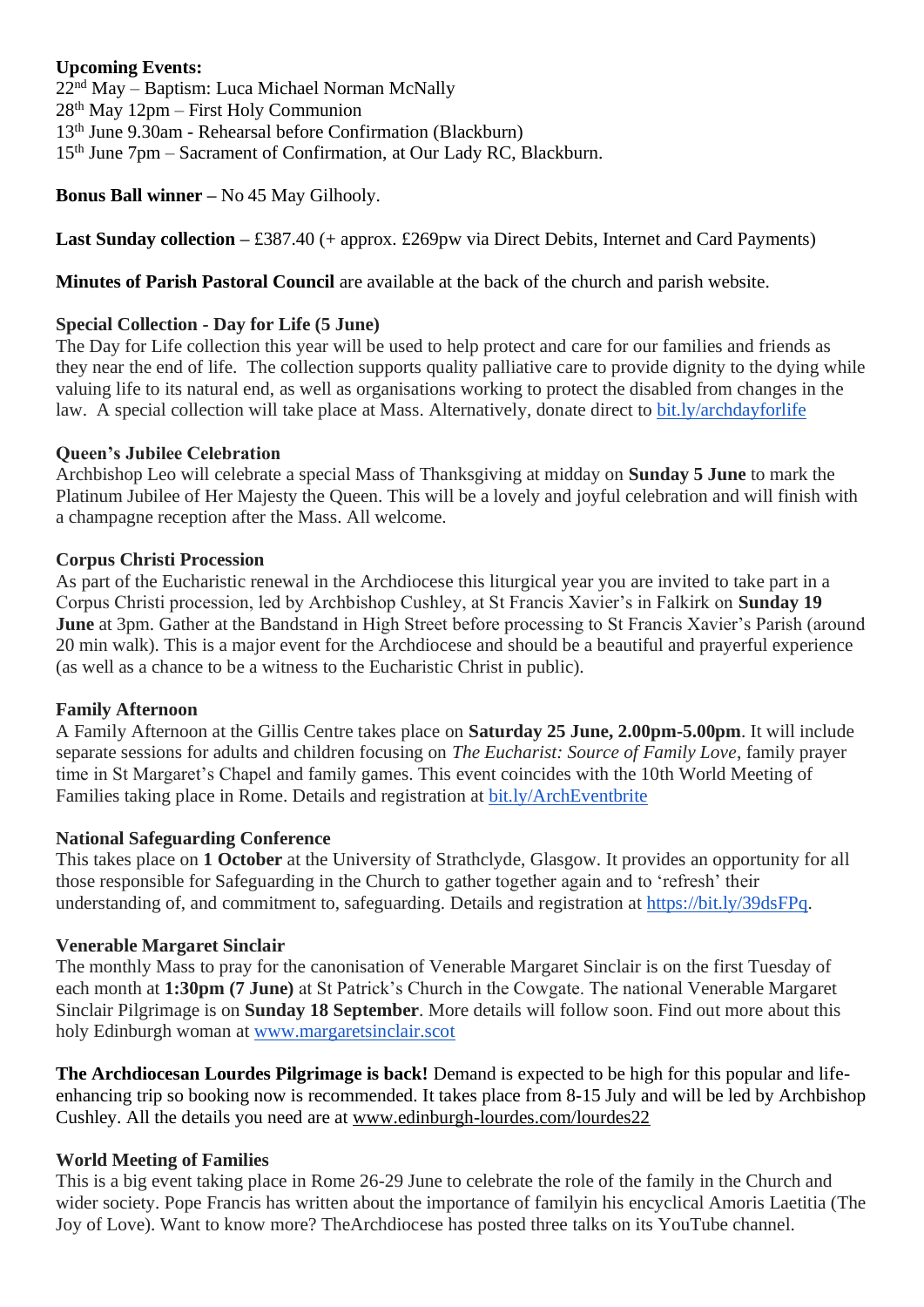**Upcoming Events:**

22nd May – Baptism: Luca Michael Norman McNally
28th May 12pm – First Holy Communion
13th June 9.30am - Rehearsal before Confirmation (Blackburn)
15th June 7pm – Sacrament of Confirmation, at Our Lady RC, Blackburn.

**Bonus Ball winner –** No 45 May Gilhooly.

**Last Sunday collection –** £387.40 (+ approx. £269pw via Direct Debits, Internet and Card Payments)

**Minutes of Parish Pastoral Council** are available at the back of the church and parish website.

**Special Collection - Day for Life (5 June)**

The Day for Life collection this year will be used to help protect and care for our families and friends as they near the end of life. The collection supports quality palliative care to provide dignity to the dying while valuing life to its natural end, as well as organisations working to protect the disabled from changes in the law. A special collection will take place at Mass. Alternatively, donate direct to bit.ly/archdayforlife

**Queen's Jubilee Celebration**

Archbishop Leo will celebrate a special Mass of Thanksgiving at midday on **Sunday 5 June** to mark the Platinum Jubilee of Her Majesty the Queen. This will be a lovely and joyful celebration and will finish with a champagne reception after the Mass. All welcome.

**Corpus Christi Procession**

As part of the Eucharistic renewal in the Archdiocese this liturgical year you are invited to take part in a Corpus Christi procession, led by Archbishop Cushley, at St Francis Xavier's in Falkirk on **Sunday 19 June** at 3pm. Gather at the Bandstand in High Street before processing to St Francis Xavier's Parish (around 20 min walk). This is a major event for the Archdiocese and should be a beautiful and prayerful experience (as well as a chance to be a witness to the Eucharistic Christ in public).

**Family Afternoon**

A Family Afternoon at the Gillis Centre takes place on **Saturday 25 June, 2.00pm-5.00pm**. It will include separate sessions for adults and children focusing on *The Eucharist: Source of Family Love*, family prayer time in St Margaret's Chapel and family games. This event coincides with the 10th World Meeting of Families taking place in Rome. Details and registration at bit.ly/ArchEventbrite

**National Safeguarding Conference**

This takes place on **1 October** at the University of Strathclyde, Glasgow. It provides an opportunity for all those responsible for Safeguarding in the Church to gather together again and to 'refresh' their understanding of, and commitment to, safeguarding. Details and registration at https://bit.ly/39dsFPq.

**Venerable Margaret Sinclair**

The monthly Mass to pray for the canonisation of Venerable Margaret Sinclair is on the first Tuesday of each month at **1:30pm (7 June)** at St Patrick's Church in the Cowgate. The national Venerable Margaret Sinclair Pilgrimage is on **Sunday 18 September**. More details will follow soon. Find out more about this holy Edinburgh woman at www.margaretsinclair.scot

**The Archdiocesan Lourdes Pilgrimage is back!** Demand is expected to be high for this popular and life-enhancing trip so booking now is recommended. It takes place from 8-15 July and will be led by Archbishop Cushley. All the details you need are at www.edinburgh-lourdes.com/lourdes22

**World Meeting of Families**

This is a big event taking place in Rome 26-29 June to celebrate the role of the family in the Church and wider society. Pope Francis has written about the importance of familyin his encyclical Amoris Laetitia (The Joy of Love). Want to know more? TheArchdiocese has posted three talks on its YouTube channel.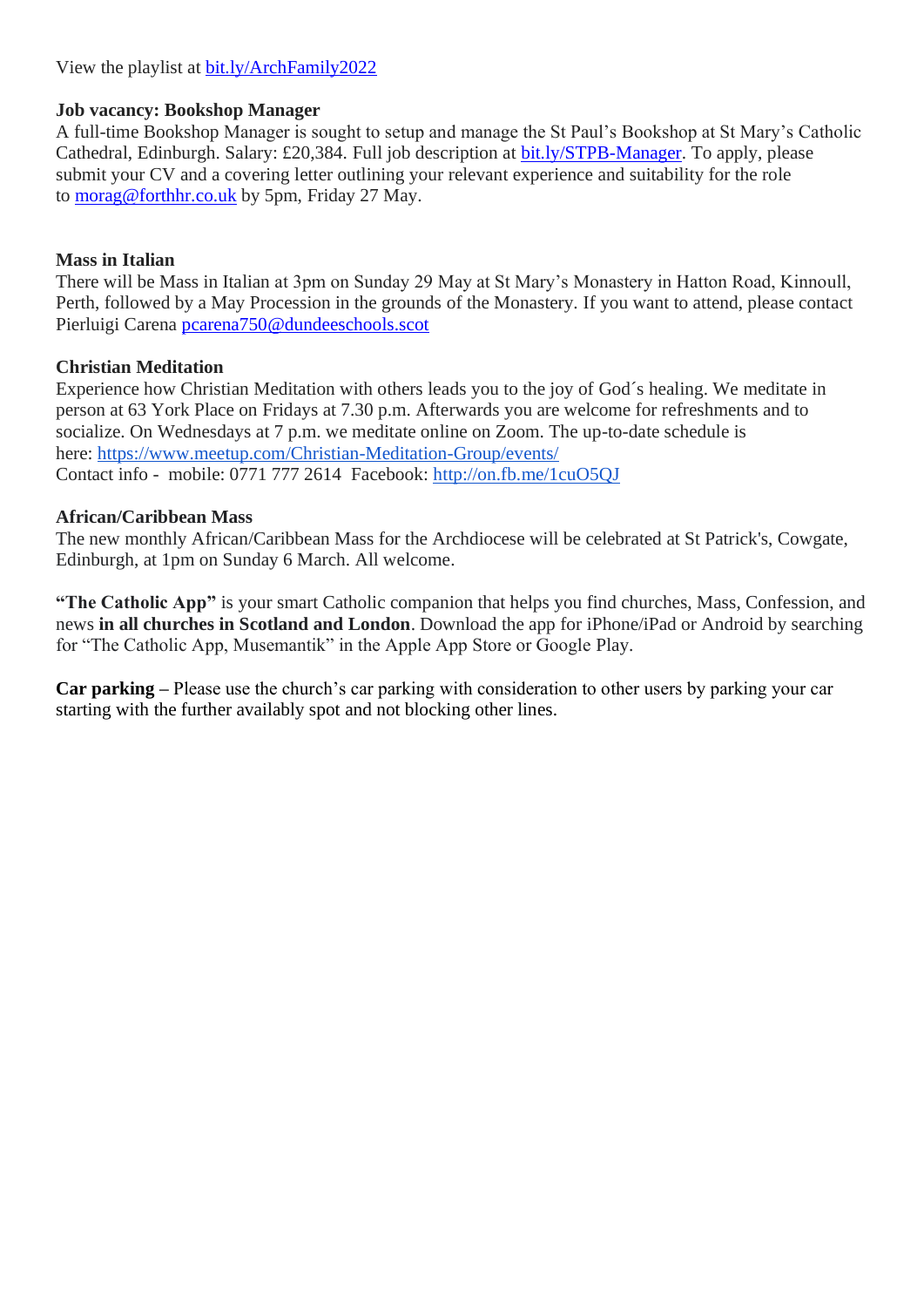View the playlist at bit.ly/ArchFamily2022

**Job vacancy: Bookshop Manager**
A full-time Bookshop Manager is sought to setup and manage the St Paul's Bookshop at St Mary's Catholic Cathedral, Edinburgh. Salary: £20,384. Full job description at bit.ly/STPB-Manager. To apply, please submit your CV and a covering letter outlining your relevant experience and suitability for the role to morag@forthhr.co.uk by 5pm, Friday 27 May.

**Mass in Italian**
There will be Mass in Italian at 3pm on Sunday 29 May at St Mary's Monastery in Hatton Road, Kinnoull, Perth, followed by a May Procession in the grounds of the Monastery. If you want to attend, please contact Pierluigi Carena pcarena750@dundeeschools.scot

**Christian Meditation**
Experience how Christian Meditation with others leads you to the joy of God´s healing. We meditate in person at 63 York Place on Fridays at 7.30 p.m. Afterwards you are welcome for refreshments and to socialize. On Wednesdays at 7 p.m. we meditate online on Zoom. The up-to-date schedule is here: https://www.meetup.com/Christian-Meditation-Group/events/
Contact info - mobile: 0771 777 2614 Facebook: http://on.fb.me/1cuO5QJ

**African/Caribbean Mass**
The new monthly African/Caribbean Mass for the Archdiocese will be celebrated at St Patrick's, Cowgate, Edinburgh, at 1pm on Sunday 6 March. All welcome.

**"The Catholic App"** is your smart Catholic companion that helps you find churches, Mass, Confession, and news **in all churches in Scotland and London**. Download the app for iPhone/iPad or Android by searching for "The Catholic App, Musemantik" in the Apple App Store or Google Play.

**Car parking –** Please use the church's car parking with consideration to other users by parking your car starting with the further availably spot and not blocking other lines.